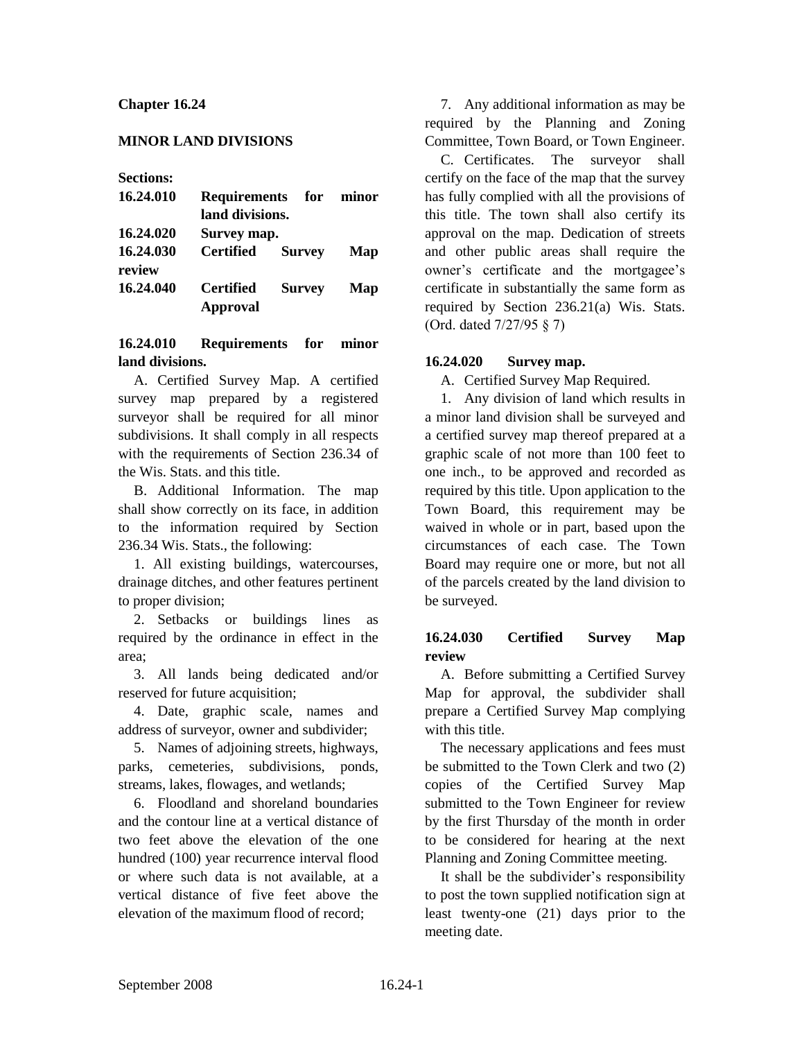# Chapter 16.24

## MINOR LAND DIVISIONS

**Sections:**

| | |
|---|---|
| **16.24.010** | **Requirements for minor land divisions.** |
| **16.24.020** | **Survey map.** |
| **16.24.030** | **Certified Survey Map review** |
| **16.24.040** | **Certified Survey Map Approval** |

### 16.24.010 Requirements for minor land divisions.

A. Certified Survey Map. A certified survey map prepared by a registered surveyor shall be required for all minor subdivisions. It shall comply in all respects with the requirements of Section 236.34 of the Wis. Stats. and this title.

B. Additional Information. The map shall show correctly on its face, in addition to the information required by Section 236.34 Wis. Stats., the following:

1. All existing buildings, watercourses, drainage ditches, and other features pertinent to proper division;

2. Setbacks or buildings lines as required by the ordinance in effect in the area;

3. All lands being dedicated and/or reserved for future acquisition;

4. Date, graphic scale, names and address of surveyor, owner and subdivider;

5. Names of adjoining streets, highways, parks, cemeteries, subdivisions, ponds, streams, lakes, flowages, and wetlands;

6. Floodland and shoreland boundaries and the contour line at a vertical distance of two feet above the elevation of the one hundred (100) year recurrence interval flood or where such data is not available, at a vertical distance of five feet above the elevation of the maximum flood of record;

7. Any additional information as may be required by the Planning and Zoning Committee, Town Board, or Town Engineer.

C. Certificates. The surveyor shall certify on the face of the map that the survey has fully complied with all the provisions of this title. The town shall also certify its approval on the map. Dedication of streets and other public areas shall require the owner's certificate and the mortgagee's certificate in substantially the same form as required by Section 236.21(a) Wis. Stats. (Ord. dated 7/27/95 § 7)

### 16.24.020 Survey map.

A. Certified Survey Map Required.

1. Any division of land which results in a minor land division shall be surveyed and a certified survey map thereof prepared at a graphic scale of not more than 100 feet to one inch., to be approved and recorded as required by this title. Upon application to the Town Board, this requirement may be waived in whole or in part, based upon the circumstances of each case. The Town Board may require one or more, but not all of the parcels created by the land division to be surveyed.

### 16.24.030 Certified Survey Map review

A. Before submitting a Certified Survey Map for approval, the subdivider shall prepare a Certified Survey Map complying with this title.

The necessary applications and fees must be submitted to the Town Clerk and two (2) copies of the Certified Survey Map submitted to the Town Engineer for review by the first Thursday of the month in order to be considered for hearing at the next Planning and Zoning Committee meeting.

It shall be the subdivider's responsibility to post the town supplied notification sign at least twenty-one (21) days prior to the meeting date.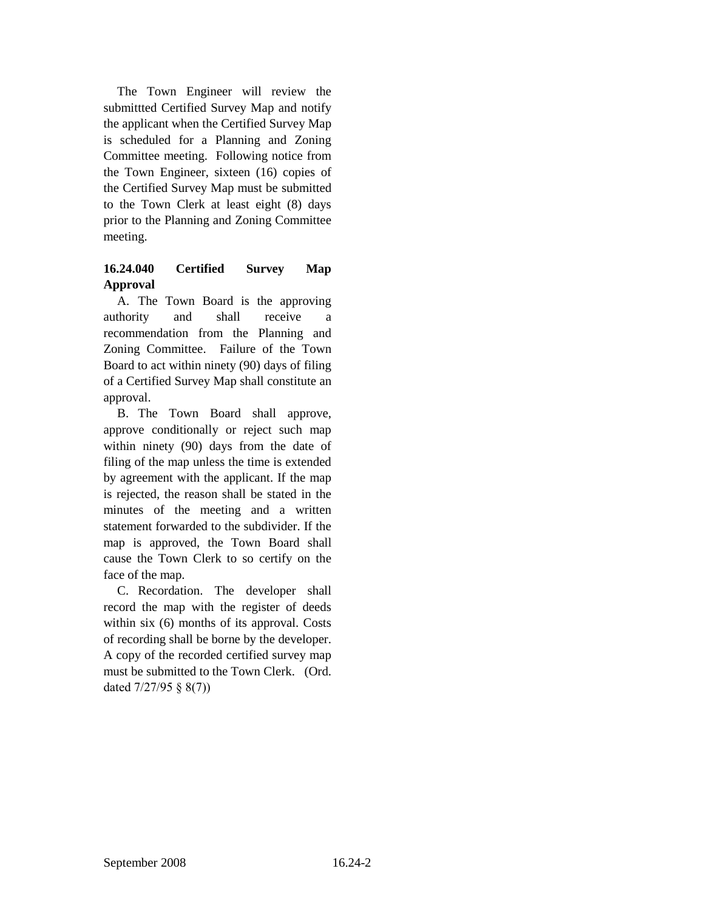The Town Engineer will review the submittted Certified Survey Map and notify the applicant when the Certified Survey Map is scheduled for a Planning and Zoning Committee meeting. Following notice from the Town Engineer, sixteen (16) copies of the Certified Survey Map must be submitted to the Town Clerk at least eight (8) days prior to the Planning and Zoning Committee meeting.

**16.24.040 Certified Survey Map Approval**

A. The Town Board is the approving authority and shall receive a recommendation from the Planning and Zoning Committee. Failure of the Town Board to act within ninety (90) days of filing of a Certified Survey Map shall constitute an approval.

B. The Town Board shall approve, approve conditionally or reject such map within ninety (90) days from the date of filing of the map unless the time is extended by agreement with the applicant. If the map is rejected, the reason shall be stated in the minutes of the meeting and a written statement forwarded to the subdivider. If the map is approved, the Town Board shall cause the Town Clerk to so certify on the face of the map.

C. Recordation. The developer shall record the map with the register of deeds within six (6) months of its approval. Costs of recording shall be borne by the developer. A copy of the recorded certified survey map must be submitted to the Town Clerk. (Ord. dated 7/27/95 § 8(7))